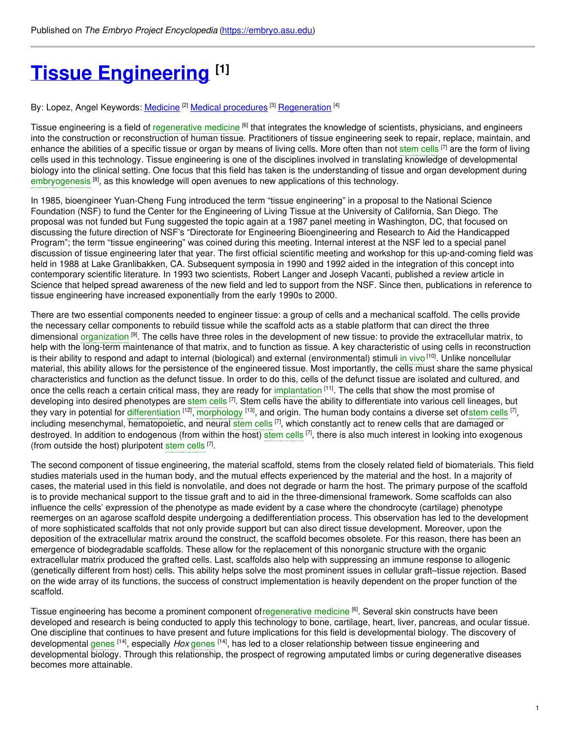Published on *The Embryo Project Encyclopedia* (https://embryo.asu.edu)

# Tissue Engineering [1]

By: Lopez, Angel Keywords: Medicine [2] Medical procedures [3] Regeneration [4]

Tissue engineering is a field of regenerative medicine [6] that integrates the knowledge of scientists, physicians, and engineers into the construction or reconstruction of human tissue. Practitioners of tissue engineering seek to repair, replace, maintain, and enhance the abilities of a specific tissue or organ by means of living cells. More often than not stem cells [7] are the form of living cells used in this technology. Tissue engineering is one of the disciplines involved in translating knowledge of developmental biology into the clinical setting. One focus that this field has taken is the understanding of tissue and organ development during embryogenesis [8], as this knowledge will open avenues to new applications of this technology.

In 1985, bioengineer Yuan-Cheng Fung introduced the term "tissue engineering" in a proposal to the National Science Foundation (NSF) to fund the Center for the Engineering of Living Tissue at the University of California, San Diego. The proposal was not funded but Fung suggested the topic again at a 1987 panel meeting in Washington, DC, that focused on discussing the future direction of NSF's "Directorate for Engineering Bioengineering and Research to Aid the Handicapped Program"; the term "tissue engineering" was coined during this meeting. Internal interest at the NSF led to a special panel discussion of tissue engineering later that year. The first official scientific meeting and workshop for this up-and-coming field was held in 1988 at Lake Granlibakken, CA. Subsequent symposia in 1990 and 1992 aided in the integration of this concept into contemporary scientific literature. In 1993 two scientists, Robert Langer and Joseph Vacanti, published a review article in Science that helped spread awareness of the new field and led to support from the NSF. Since then, publications in reference to tissue engineering have increased exponentially from the early 1990s to 2000.

There are two essential components needed to engineer tissue: a group of cells and a mechanical scaffold. The cells provide the necessary cellar components to rebuild tissue while the scaffold acts as a stable platform that can direct the three dimensional organization [9]. The cells have three roles in the development of new tissue: to provide the extracellular matrix, to help with the long-term maintenance of that matrix, and to function as tissue. A key characteristic of using cells in reconstruction is their ability to respond and adapt to internal (biological) and external (environmental) stimuli in vivo [10]. Unlike noncellular material, this ability allows for the persistence of the engineered tissue. Most importantly, the cells must share the same physical characteristics and function as the defunct tissue. In order to do this, cells of the defunct tissue are isolated and cultured, and once the cells reach a certain critical mass, they are ready for implantation [11]. The cells that show the most promise of developing into desired phenotypes are stem cells [7]. Stem cells have the ability to differentiate into various cell lineages, but they vary in potential for differentiation [12], morphology [13], and origin. The human body contains a diverse set of stem cells [7], including mesenchymal, hematopoietic, and neural stem cells [7], which constantly act to renew cells that are damaged or destroyed. In addition to endogenous (from within the host) stem cells [7], there is also much interest in looking into exogenous (from outside the host) pluripotent stem cells [7].

The second component of tissue engineering, the material scaffold, stems from the closely related field of biomaterials. This field studies materials used in the human body, and the mutual effects experienced by the material and the host. In a majority of cases, the material used in this field is nonvolatile, and does not degrade or harm the host. The primary purpose of the scaffold is to provide mechanical support to the tissue graft and to aid in the three-dimensional framework. Some scaffolds can also influence the cells' expression of the phenotype as made evident by a case where the chondrocyte (cartilage) phenotype reemerges on an agarose scaffold despite undergoing a dedifferentiation process. This observation has led to the development of more sophisticated scaffolds that not only provide support but can also direct tissue development. Moreover, upon the deposition of the extracellular matrix around the construct, the scaffold becomes obsolete. For this reason, there has been an emergence of biodegradable scaffolds. These allow for the replacement of this nonorganic structure with the organic extracellular matrix produced the grafted cells. Last, scaffolds also help with suppressing an immune response to allogenic (genetically different from host) cells. This ability helps solve the most prominent issues in cellular graft–tissue rejection. Based on the wide array of its functions, the success of construct implementation is heavily dependent on the proper function of the scaffold.

Tissue engineering has become a prominent component of regenerative medicine [6]. Several skin constructs have been developed and research is being conducted to apply this technology to bone, cartilage, heart, liver, pancreas, and ocular tissue. One discipline that continues to have present and future implications for this field is developmental biology. The discovery of developmental genes [14], especially *Hox* genes [14], has led to a closer relationship between tissue engineering and developmental biology. Through this relationship, the prospect of regrowing amputated limbs or curing degenerative diseases becomes more attainable.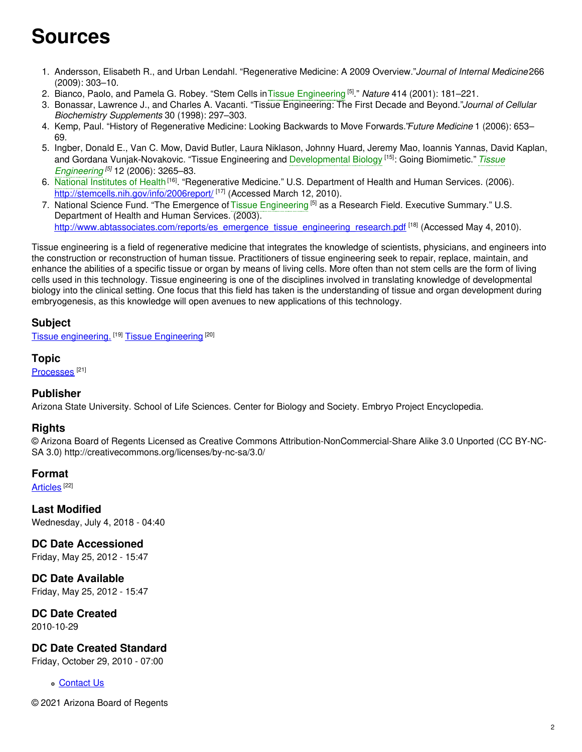# Sources

1. Andersson, Elisabeth R., and Urban Lendahl. "Regenerative Medicine: A 2009 Overview."*Journal of Internal Medicine* 266 (2009): 303–10.
2. Bianco, Paolo, and Pamela G. Robey. "Stem Cells in Tissue Engineering [5]." *Nature* 414 (2001): 181–221.
3. Bonassar, Lawrence J., and Charles A. Vacanti. "Tissue Engineering: The First Decade and Beyond."*Journal of Cellular Biochemistry Supplements* 30 (1998): 297–303.
4. Kemp, Paul. "History of Regenerative Medicine: Looking Backwards to Move Forwards."*Future Medicine* 1 (2006): 653–69.
5. Ingber, Donald E., Van C. Mow, David Butler, Laura Niklason, Johnny Huard, Jeremy Mao, Ioannis Yannas, David Kaplan, and Gordana Vunjak-Novakovic. "Tissue Engineering and Developmental Biology [15]: Going Biomimetic." *Tissue Engineering* [5] 12 (2006): 3265–83.
6. National Institutes of Health [16]. "Regenerative Medicine." U.S. Department of Health and Human Services. (2006). http://stemcells.nih.gov/info/2006report/ [17] (Accessed March 12, 2010).
7. National Science Fund. "The Emergence of Tissue Engineering [5] as a Research Field. Executive Summary." U.S. Department of Health and Human Services. (2003). http://www.abtassociates.com/reports/es_emergence_tissue_engineering_research.pdf [18] (Accessed May 4, 2010).

Tissue engineering is a field of regenerative medicine that integrates the knowledge of scientists, physicians, and engineers into the construction or reconstruction of human tissue. Practitioners of tissue engineering seek to repair, replace, maintain, and enhance the abilities of a specific tissue or organ by means of living cells. More often than not stem cells are the form of living cells used in this technology. Tissue engineering is one of the disciplines involved in translating knowledge of developmental biology into the clinical setting. One focus that this field has taken is the understanding of tissue and organ development during embryogenesis, as this knowledge will open avenues to new applications of this technology.

### Subject

Tissue engineering. [19] Tissue Engineering [20]

### Topic

Processes [21]

### Publisher

Arizona State University. School of Life Sciences. Center for Biology and Society. Embryo Project Encyclopedia.

### Rights

© Arizona Board of Regents Licensed as Creative Commons Attribution-NonCommercial-Share Alike 3.0 Unported (CC BY-NC-SA 3.0) http://creativecommons.org/licenses/by-nc-sa/3.0/

### Format

Articles [22]

### Last Modified

Wednesday, July 4, 2018 - 04:40

### DC Date Accessioned

Friday, May 25, 2012 - 15:47

### DC Date Available

Friday, May 25, 2012 - 15:47

### DC Date Created

2010-10-29

### DC Date Created Standard

Friday, October 29, 2010 - 07:00

- Contact Us

© 2021 Arizona Board of Regents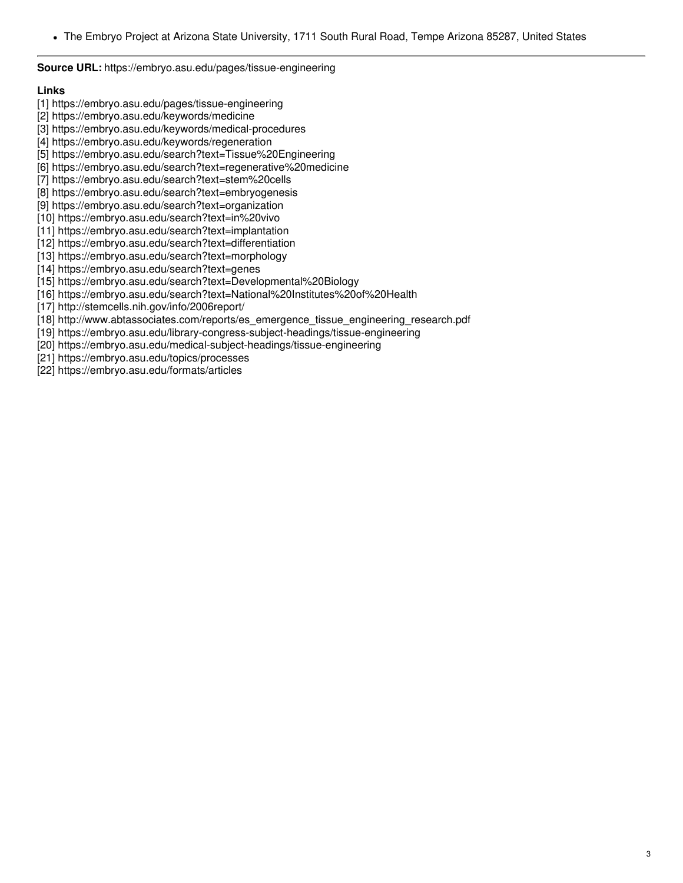- The Embryo Project at Arizona State University, 1711 South Rural Road, Tempe Arizona 85287, United States

---

**Source URL:** https://embryo.asu.edu/pages/tissue-engineering

**Links**

[1] https://embryo.asu.edu/pages/tissue-engineering
[2] https://embryo.asu.edu/keywords/medicine
[3] https://embryo.asu.edu/keywords/medical-procedures
[4] https://embryo.asu.edu/keywords/regeneration
[5] https://embryo.asu.edu/search?text=Tissue%20Engineering
[6] https://embryo.asu.edu/search?text=regenerative%20medicine
[7] https://embryo.asu.edu/search?text=stem%20cells
[8] https://embryo.asu.edu/search?text=embryogenesis
[9] https://embryo.asu.edu/search?text=organization
[10] https://embryo.asu.edu/search?text=in%20vivo
[11] https://embryo.asu.edu/search?text=implantation
[12] https://embryo.asu.edu/search?text=differentiation
[13] https://embryo.asu.edu/search?text=morphology
[14] https://embryo.asu.edu/search?text=genes
[15] https://embryo.asu.edu/search?text=Developmental%20Biology
[16] https://embryo.asu.edu/search?text=National%20Institutes%20of%20Health
[17] http://stemcells.nih.gov/info/2006report/
[18] http://www.abtassociates.com/reports/es_emergence_tissue_engineering_research.pdf
[19] https://embryo.asu.edu/library-congress-subject-headings/tissue-engineering
[20] https://embryo.asu.edu/medical-subject-headings/tissue-engineering
[21] https://embryo.asu.edu/topics/processes
[22] https://embryo.asu.edu/formats/articles